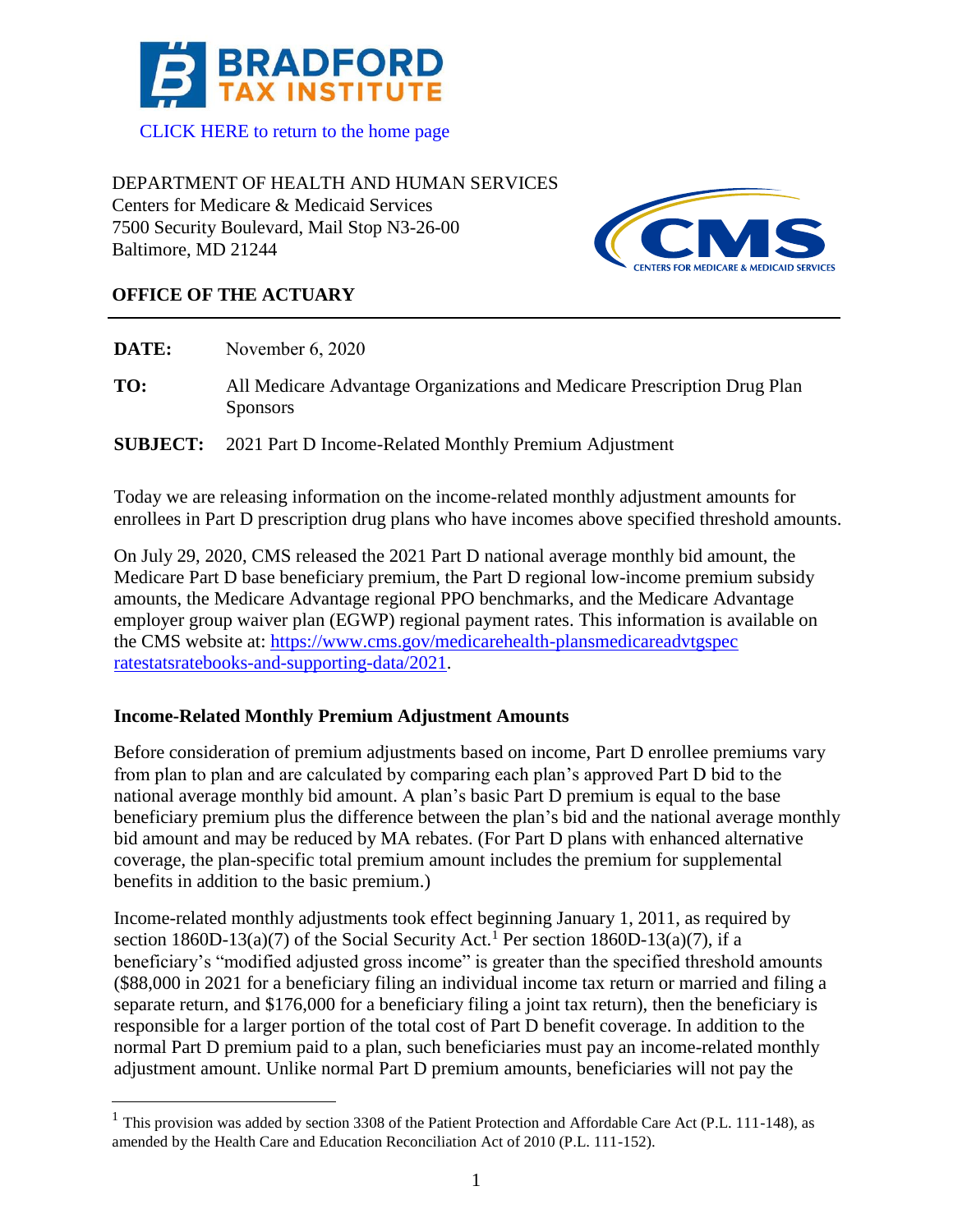BRADFORD TAX INSTITUTE

CLICK HERE to return to the home page

DEPARTMENT OF HEALTH AND HUMAN SERVICES
Centers for Medicare & Medicaid Services
7500 Security Boulevard, Mail Stop N3-26-00
Baltimore, MD 21244

**OFFICE OF THE ACTUARY**

**DATE:** November 6, 2020

**TO:** All Medicare Advantage Organizations and Medicare Prescription Drug Plan Sponsors

**SUBJECT:** 2021 Part D Income-Related Monthly Premium Adjustment

Today we are releasing information on the income-related monthly adjustment amounts for enrollees in Part D prescription drug plans who have incomes above specified threshold amounts.

On July 29, 2020, CMS released the 2021 Part D national average monthly bid amount, the Medicare Part D base beneficiary premium, the Part D regional low-income premium subsidy amounts, the Medicare Advantage regional PPO benchmarks, and the Medicare Advantage employer group waiver plan (EGWP) regional payment rates. This information is available on the CMS website at: https://www.cms.gov/medicarehealth-plansmedicareadvtgspec ratestatsratebooks-and-supporting-data/2021.

**Income-Related Monthly Premium Adjustment Amounts**

Before consideration of premium adjustments based on income, Part D enrollee premiums vary from plan to plan and are calculated by comparing each plan's approved Part D bid to the national average monthly bid amount. A plan's basic Part D premium is equal to the base beneficiary premium plus the difference between the plan's bid and the national average monthly bid amount and may be reduced by MA rebates. (For Part D plans with enhanced alternative coverage, the plan-specific total premium amount includes the premium for supplemental benefits in addition to the basic premium.)

Income-related monthly adjustments took effect beginning January 1, 2011, as required by section 1860D-13(a)(7) of the Social Security Act.[1] Per section 1860D-13(a)(7), if a beneficiary's "modified adjusted gross income" is greater than the specified threshold amounts ($88,000 in 2021 for a beneficiary filing an individual income tax return or married and filing a separate return, and $176,000 for a beneficiary filing a joint tax return), then the beneficiary is responsible for a larger portion of the total cost of Part D benefit coverage. In addition to the normal Part D premium paid to a plan, such beneficiaries must pay an income-related monthly adjustment amount. Unlike normal Part D premium amounts, beneficiaries will not pay the

[1] This provision was added by section 3308 of the Patient Protection and Affordable Care Act (P.L. 111-148), as amended by the Health Care and Education Reconciliation Act of 2010 (P.L. 111-152).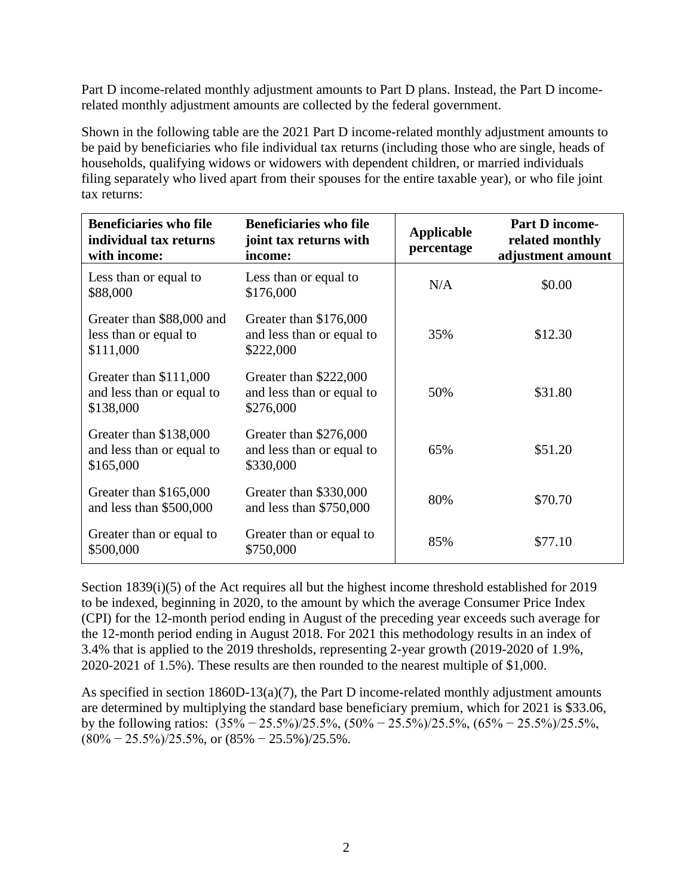Part D income-related monthly adjustment amounts to Part D plans. Instead, the Part D income-related monthly adjustment amounts are collected by the federal government.

Shown in the following table are the 2021 Part D income-related monthly adjustment amounts to be paid by beneficiaries who file individual tax returns (including those who are single, heads of households, qualifying widows or widowers with dependent children, or married individuals filing separately who lived apart from their spouses for the entire taxable year), or who file joint tax returns:

| Beneficiaries who file individual tax returns with income: | Beneficiaries who file joint tax returns with income: | Applicable percentage | Part D income-related monthly adjustment amount |
|---|---|---|---|
| Less than or equal to \$88,000 | Less than or equal to \$176,000 | N/A | \$0.00 |
| Greater than \$88,000 and less than or equal to \$111,000 | Greater than \$176,000 and less than or equal to \$222,000 | 35% | \$12.30 |
| Greater than \$111,000 and less than or equal to \$138,000 | Greater than \$222,000 and less than or equal to \$276,000 | 50% | \$31.80 |
| Greater than \$138,000 and less than or equal to \$165,000 | Greater than \$276,000 and less than or equal to \$330,000 | 65% | \$51.20 |
| Greater than \$165,000 and less than \$500,000 | Greater than \$330,000 and less than \$750,000 | 80% | \$70.70 |
| Greater than or equal to \$500,000 | Greater than or equal to \$750,000 | 85% | \$77.10 |

Section 1839(i)(5) of the Act requires all but the highest income threshold established for 2019 to be indexed, beginning in 2020, to the amount by which the average Consumer Price Index (CPI) for the 12-month period ending in August of the preceding year exceeds such average for the 12-month period ending in August 2018. For 2021 this methodology results in an index of 3.4% that is applied to the 2019 thresholds, representing 2-year growth (2019-2020 of 1.9%, 2020-2021 of 1.5%). These results are then rounded to the nearest multiple of \$1,000.

As specified in section 1860D-13(a)(7), the Part D income-related monthly adjustment amounts are determined by multiplying the standard base beneficiary premium, which for 2021 is \$33.06, by the following ratios: (35% − 25.5%)/25.5%, (50% − 25.5%)/25.5%, (65% − 25.5%)/25.5%, (80% − 25.5%)/25.5%, or (85% − 25.5%)/25.5%.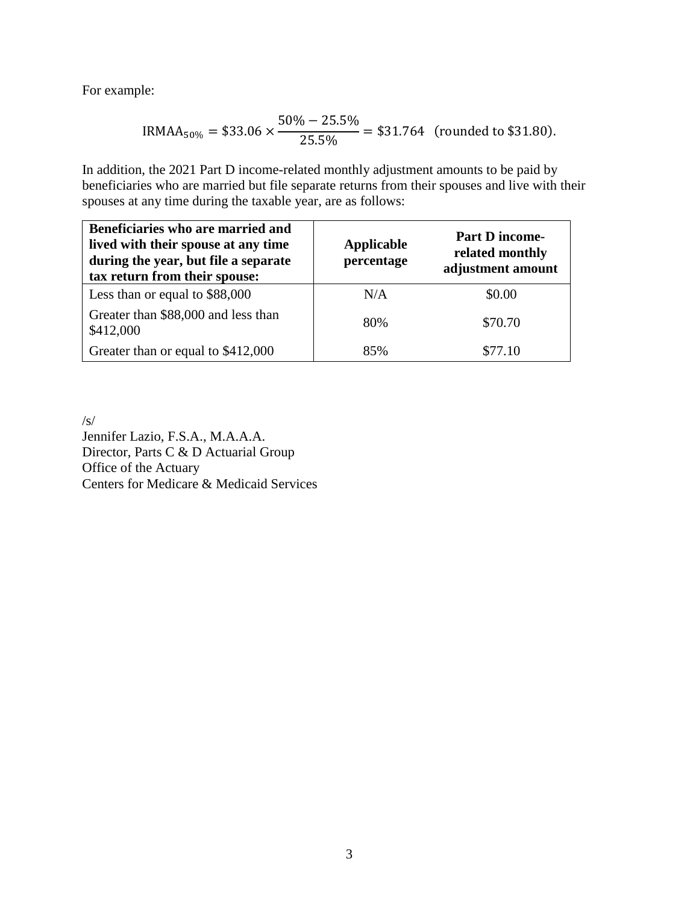For example:

$$\text{IRMAA}_{50\%} = \$33.06 \times \frac{50\% - 25.5\%}{25.5\%} = \$31.764 \quad (\text{rounded to } \$31.80).$$

In addition, the 2021 Part D income-related monthly adjustment amounts to be paid by beneficiaries who are married but file separate returns from their spouses and live with their spouses at any time during the taxable year, are as follows:

| **Beneficiaries who are married and lived with their spouse at any time during the year, but file a separate tax return from their spouse:** | **Applicable percentage** | **Part D income-related monthly adjustment amount** |
|---|---|---|
| Less than or equal to $88,000 | N/A | $0.00 |
| Greater than $88,000 and less than $412,000 | 80% | $70.70 |
| Greater than or equal to $412,000 | 85% | $77.10 |

/s/
Jennifer Lazio, F.S.A., M.A.A.A.
Director, Parts C & D Actuarial Group
Office of the Actuary
Centers for Medicare & Medicaid Services